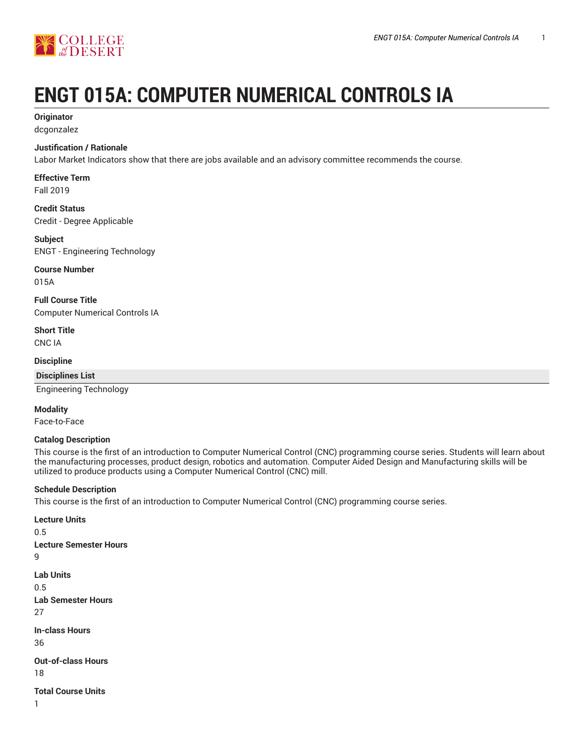# ENGT 015A: COMPUTER NUMERICAL CONTROLS IA

**Originator**
dcgonzalez

**Justification / Rationale**
Labor Market Indicators show that there are jobs available and an advisory committee recommends the course.

**Effective Term**
Fall 2019

**Credit Status**
Credit - Degree Applicable

**Subject**
ENGT - Engineering Technology

**Course Number**
015A

**Full Course Title**
Computer Numerical Controls IA

**Short Title**
CNC IA

**Discipline**

| Disciplines List |
|---|
| Engineering Technology |

**Modality**
Face-to-Face

**Catalog Description**
This course is the first of an introduction to Computer Numerical Control (CNC) programming course series. Students will learn about the manufacturing processes, product design, robotics and automation. Computer Aided Design and Manufacturing skills will be utilized to produce products using a Computer Numerical Control (CNC) mill.

**Schedule Description**
This course is the first of an introduction to Computer Numerical Control (CNC) programming course series.

**Lecture Units**
0.5

**Lecture Semester Hours**
9

**Lab Units**
0.5

**Lab Semester Hours**
27

**In-class Hours**
36

**Out-of-class Hours**
18

**Total Course Units**
1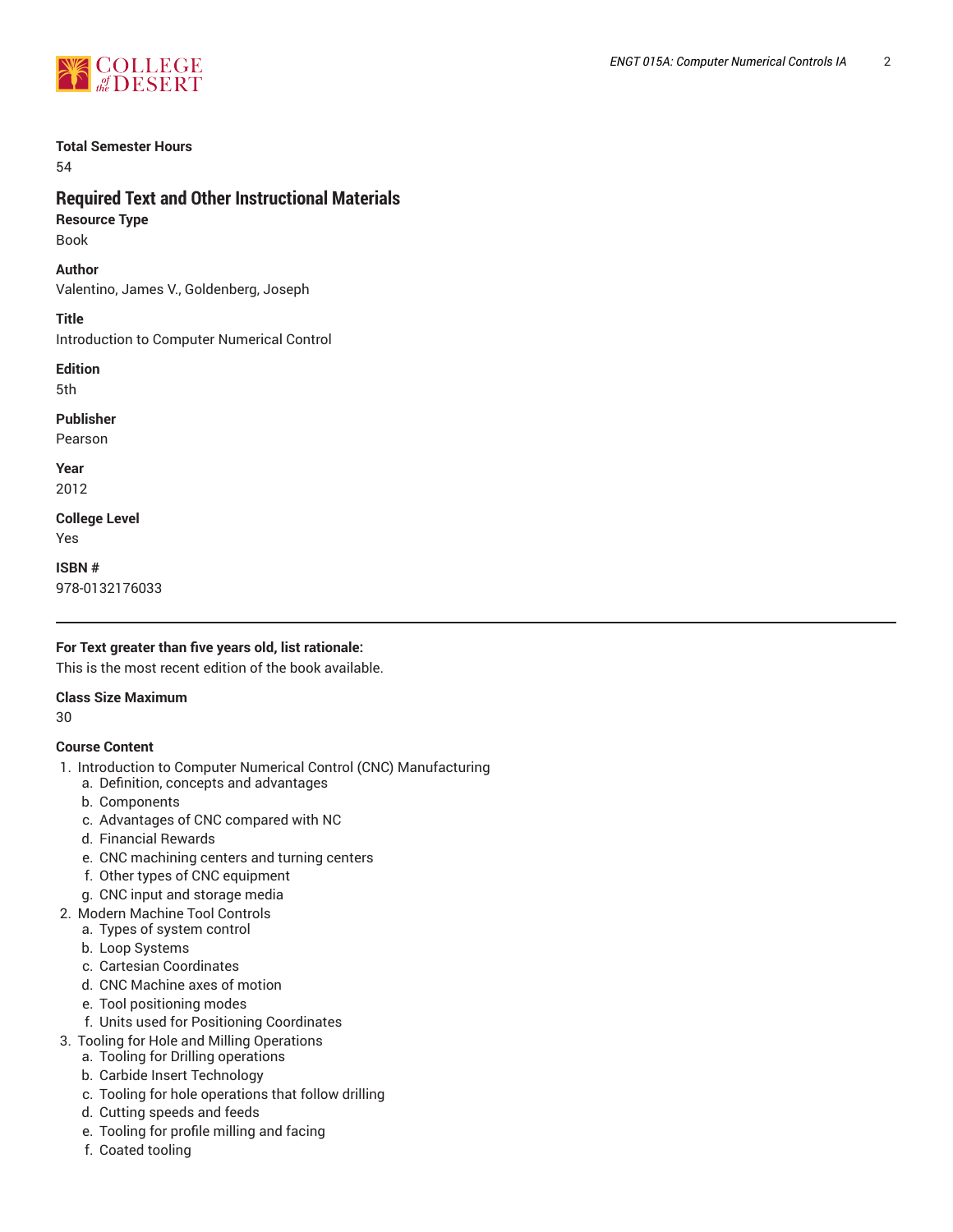**Total Semester Hours**

54

## Required Text and Other Instructional Materials

**Resource Type**

Book

**Author**

Valentino, James V., Goldenberg, Joseph

**Title**

Introduction to Computer Numerical Control

**Edition**

5th

**Publisher**

Pearson

**Year**

2012

**College Level**

Yes

**ISBN #**

978-0132176033

---

**For Text greater than five years old, list rationale:**

This is the most recent edition of the book available.

**Class Size Maximum**

30

**Course Content**

1. Introduction to Computer Numerical Control (CNC) Manufacturing
   a. Definition, concepts and advantages
   b. Components
   c. Advantages of CNC compared with NC
   d. Financial Rewards
   e. CNC machining centers and turning centers
   f. Other types of CNC equipment
   g. CNC input and storage media
2. Modern Machine Tool Controls
   a. Types of system control
   b. Loop Systems
   c. Cartesian Coordinates
   d. CNC Machine axes of motion
   e. Tool positioning modes
   f. Units used for Positioning Coordinates
3. Tooling for Hole and Milling Operations
   a. Tooling for Drilling operations
   b. Carbide Insert Technology
   c. Tooling for hole operations that follow drilling
   d. Cutting speeds and feeds
   e. Tooling for profile milling and facing
   f. Coated tooling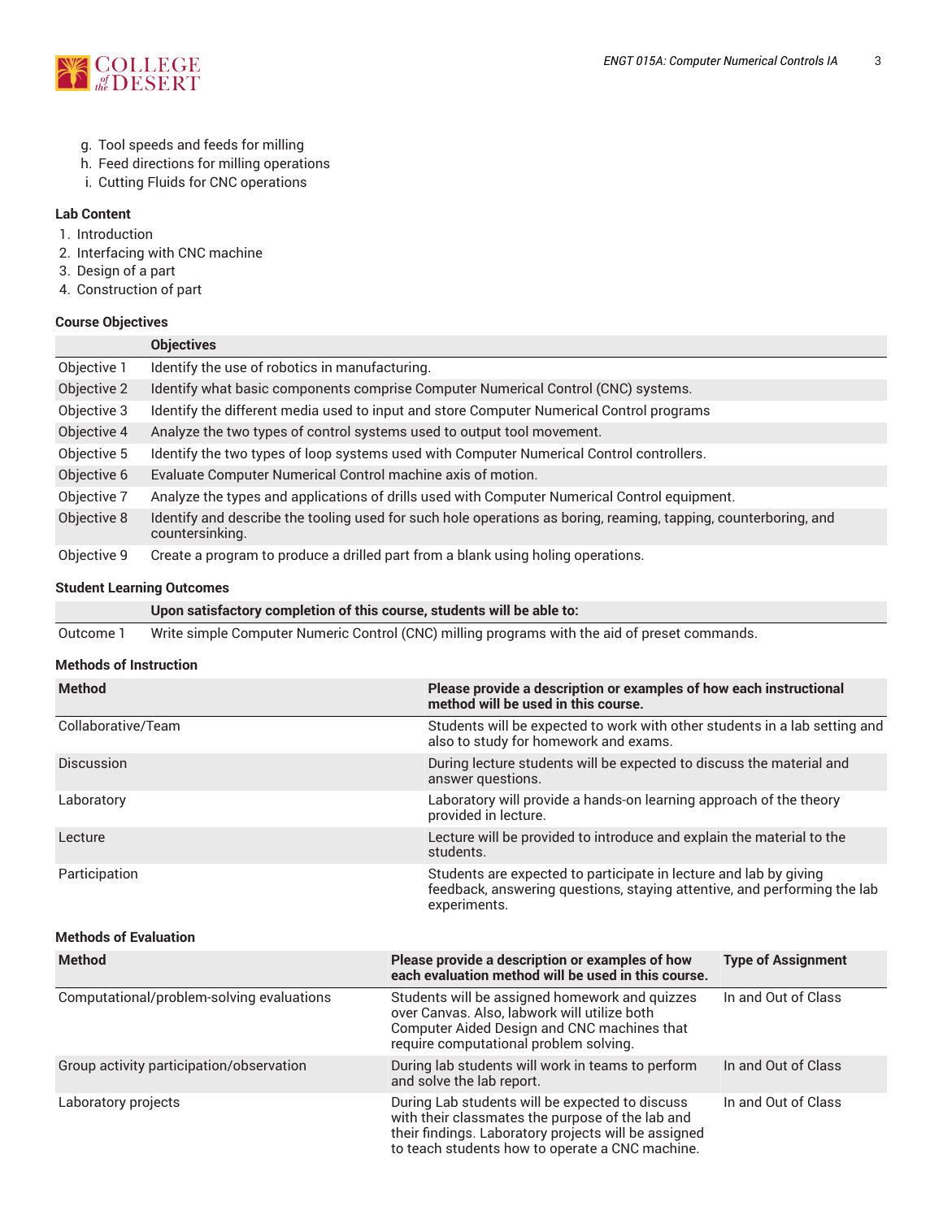g. Tool speeds and feeds for milling
h. Feed directions for milling operations
i. Cutting Fluids for CNC operations

### Lab Content

1. Introduction
2. Interfacing with CNC machine
3. Design of a part
4. Construction of part

### Course Objectives

| | Objectives |
|---|---|
| Objective 1 | Identify the use of robotics in manufacturing. |
| Objective 2 | Identify what basic components comprise Computer Numerical Control (CNC) systems. |
| Objective 3 | Identify the different media used to input and store Computer Numerical Control programs |
| Objective 4 | Analyze the two types of control systems used to output tool movement. |
| Objective 5 | Identify the two types of loop systems used with Computer Numerical Control controllers. |
| Objective 6 | Evaluate Computer Numerical Control machine axis of motion. |
| Objective 7 | Analyze the types and applications of drills used with Computer Numerical Control equipment. |
| Objective 8 | Identify and describe the tooling used for such hole operations as boring, reaming, tapping, counterboring, and countersinking. |
| Objective 9 | Create a program to produce a drilled part from a blank using holing operations. |

### Student Learning Outcomes

| | Upon satisfactory completion of this course, students will be able to: |
|---|---|
| Outcome 1 | Write simple Computer Numeric Control (CNC) milling programs with the aid of preset commands. |

### Methods of Instruction

| Method | Please provide a description or examples of how each instructional method will be used in this course. |
|---|---|
| Collaborative/Team | Students will be expected to work with other students in a lab setting and also to study for homework and exams. |
| Discussion | During lecture students will be expected to discuss the material and answer questions. |
| Laboratory | Laboratory will provide a hands-on learning approach of the theory provided in lecture. |
| Lecture | Lecture will be provided to introduce and explain the material to the students. |
| Participation | Students are expected to participate in lecture and lab by giving feedback, answering questions, staying attentive, and performing the lab experiments. |

### Methods of Evaluation

| Method | Please provide a description or examples of how each evaluation method will be used in this course. | Type of Assignment |
|---|---|---|
| Computational/problem-solving evaluations | Students will be assigned homework and quizzes over Canvas. Also, labwork will utilize both Computer Aided Design and CNC machines that require computational problem solving. | In and Out of Class |
| Group activity participation/observation | During lab students will work in teams to perform and solve the lab report. | In and Out of Class |
| Laboratory projects | During Lab students will be expected to discuss with their classmates the purpose of the lab and their findings. Laboratory projects will be assigned to teach students how to operate a CNC machine. | In and Out of Class |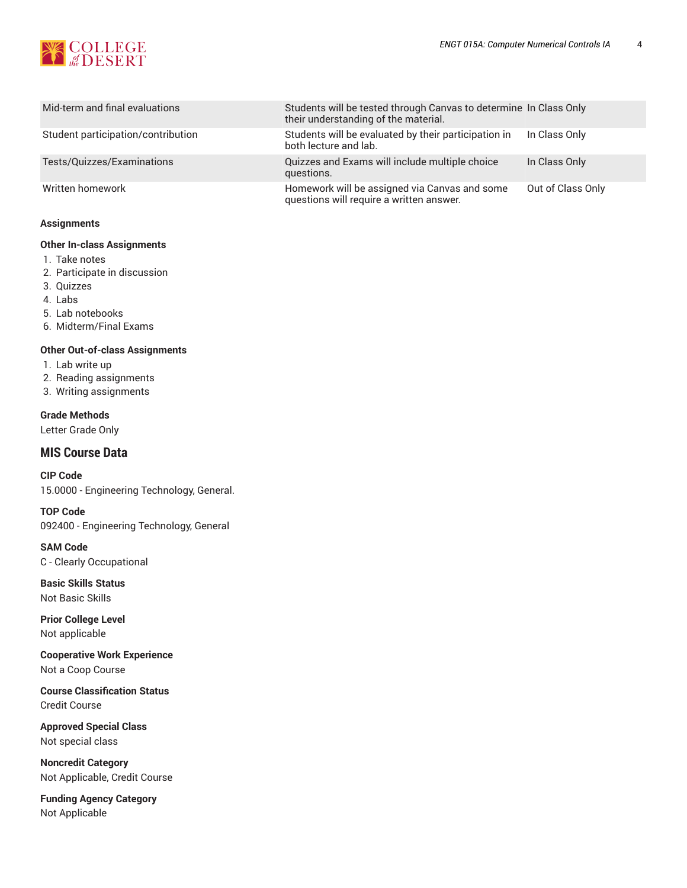| | | |
|---|---|---|
| Mid-term and final evaluations | Students will be tested through Canvas to determine their understanding of the material. | In Class Only |
| Student participation/contribution | Students will be evaluated by their participation in both lecture and lab. | In Class Only |
| Tests/Quizzes/Examinations | Quizzes and Exams will include multiple choice questions. | In Class Only |
| Written homework | Homework will be assigned via Canvas and some questions will require a written answer. | Out of Class Only |

**Assignments**

**Other In-class Assignments**

1. Take notes
2. Participate in discussion
3. Quizzes
4. Labs
5. Lab notebooks
6. Midterm/Final Exams

**Other Out-of-class Assignments**

1. Lab write up
2. Reading assignments
3. Writing assignments

**Grade Methods**

Letter Grade Only

## MIS Course Data

**CIP Code**

15.0000 - Engineering Technology, General.

**TOP Code**

092400 - Engineering Technology, General

**SAM Code**

C - Clearly Occupational

**Basic Skills Status**

Not Basic Skills

**Prior College Level**

Not applicable

**Cooperative Work Experience**

Not a Coop Course

**Course Classification Status**

Credit Course

**Approved Special Class**

Not special class

**Noncredit Category**

Not Applicable, Credit Course

**Funding Agency Category**

Not Applicable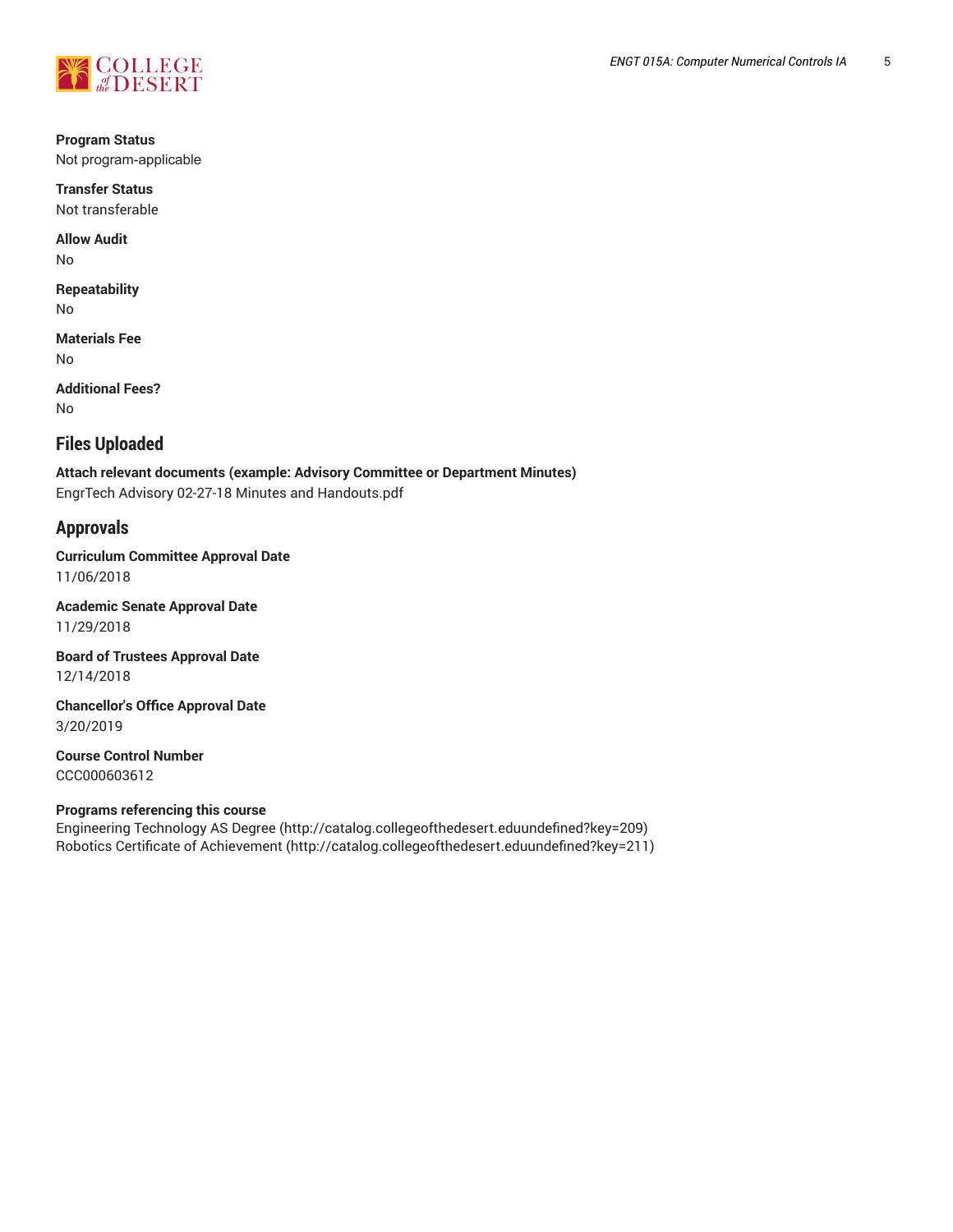**Program Status**
Not program-applicable

**Transfer Status**
Not transferable

**Allow Audit**
No

**Repeatability**
No

**Materials Fee**
No

**Additional Fees?**
No

## Files Uploaded

**Attach relevant documents (example: Advisory Committee or Department Minutes)**
EngrTech Advisory 02-27-18 Minutes and Handouts.pdf

## Approvals

**Curriculum Committee Approval Date**
11/06/2018

**Academic Senate Approval Date**
11/29/2018

**Board of Trustees Approval Date**
12/14/2018

**Chancellor's Office Approval Date**
3/20/2019

**Course Control Number**
CCC000603612

**Programs referencing this course**
Engineering Technology AS Degree (http://catalog.collegeofthedesert.eduundefined?key=209)
Robotics Certificate of Achievement (http://catalog.collegeofthedesert.eduundefined?key=211)